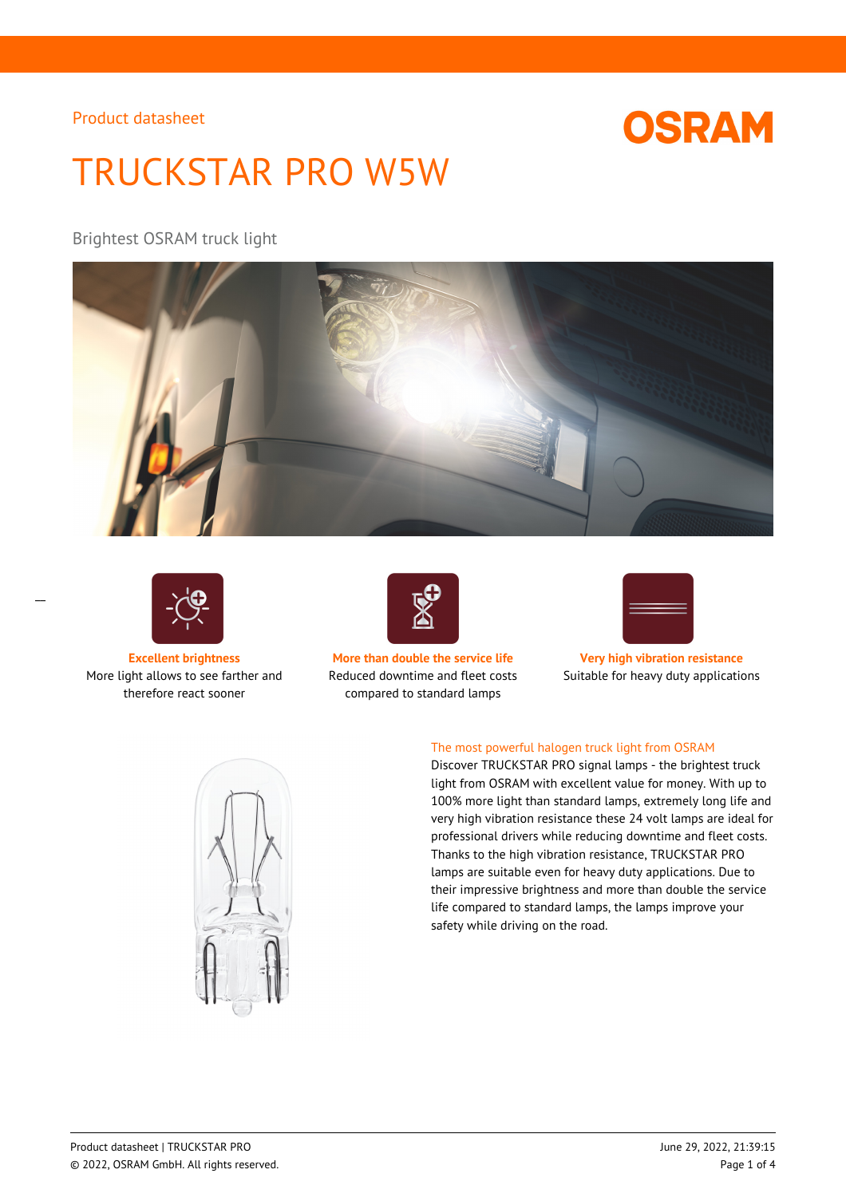Product datasheet

# TRUCKSTAR PRO W5W

Brightest OSRAM truck light

**Excellent brightness**
More light allows to see farther and therefore react sooner

**More than double the service life**
Reduced downtime and fleet costs compared to standard lamps

**Very high vibration resistance**
Suitable for heavy duty applications

## The most powerful halogen truck light from OSRAM

Discover TRUCKSTAR PRO signal lamps - the brightest truck light from OSRAM with excellent value for money. With up to 100% more light than standard lamps, extremely long life and very high vibration resistance these 24 volt lamps are ideal for professional drivers while reducing downtime and fleet costs. Thanks to the high vibration resistance, TRUCKSTAR PRO lamps are suitable even for heavy duty applications. Due to their impressive brightness and more than double the service life compared to standard lamps, the lamps improve your safety while driving on the road.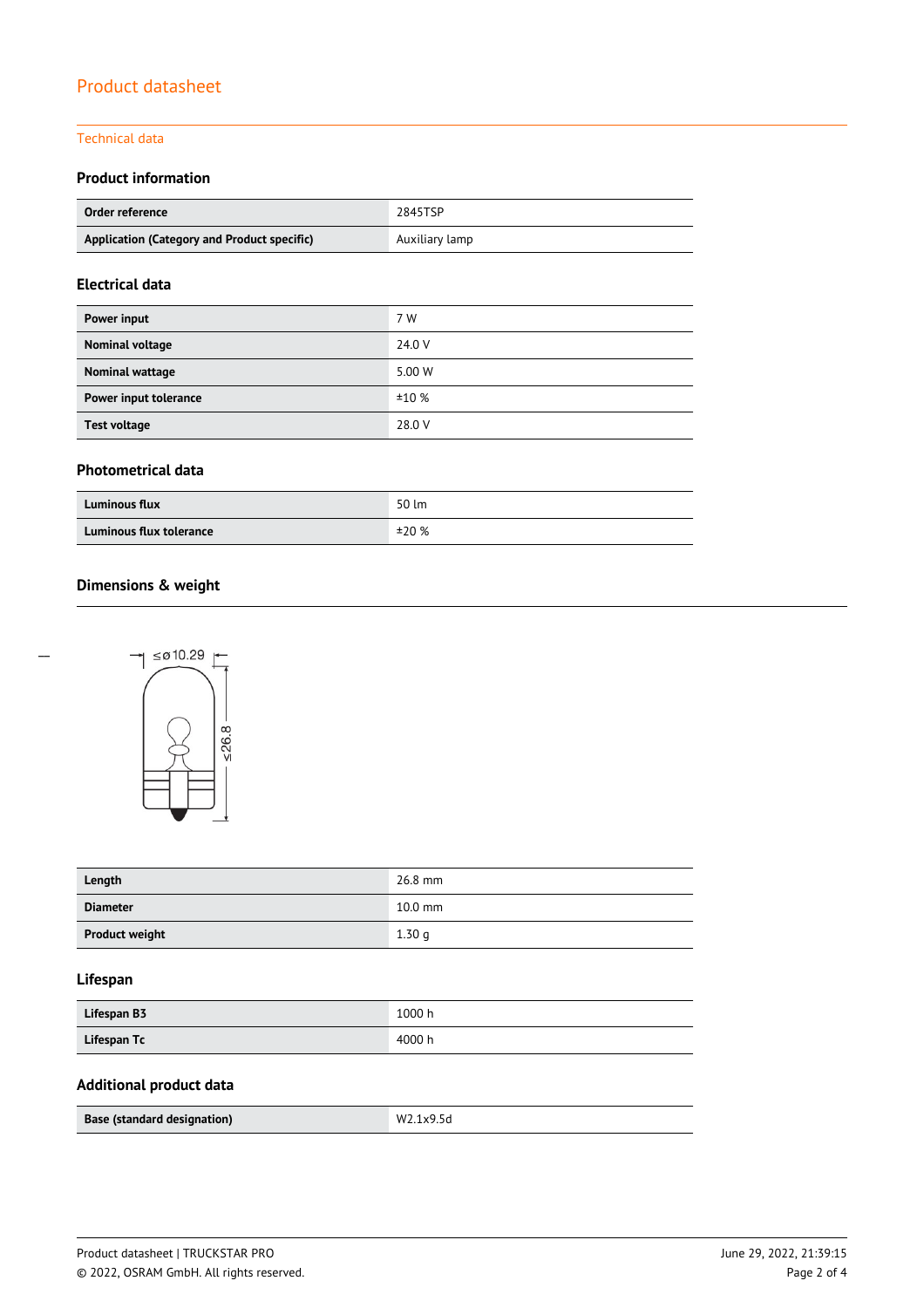# Product datasheet

## Technical data

### Product information

| | |
|---|---|
| **Order reference** | 2845TSP |
| **Application (Category and Product specific)** | Auxiliary lamp |

### Electrical data

| | |
|---|---|
| **Power input** | 7 W |
| **Nominal voltage** | 24.0 V |
| **Nominal wattage** | 5.00 W |
| **Power input tolerance** | ±10 % |
| **Test voltage** | 28.0 V |

### Photometrical data

| | |
|---|---|
| **Luminous flux** | 50 lm |
| **Luminous flux tolerance** | ±20 % |

### Dimensions & weight

≤ø10.29

≤26.8

| | |
|---|---|
| **Length** | 26.8 mm |
| **Diameter** | 10.0 mm |
| **Product weight** | 1.30 g |

### Lifespan

| | |
|---|---|
| **Lifespan B3** | 1000 h |
| **Lifespan Tc** | 4000 h |

### Additional product data

| | |
|---|---|
| **Base (standard designation)** | W2.1x9.5d |

Product datasheet | TRUCKSTAR PRO

© 2022, OSRAM GmbH. All rights reserved.

June 29, 2022, 21:39:15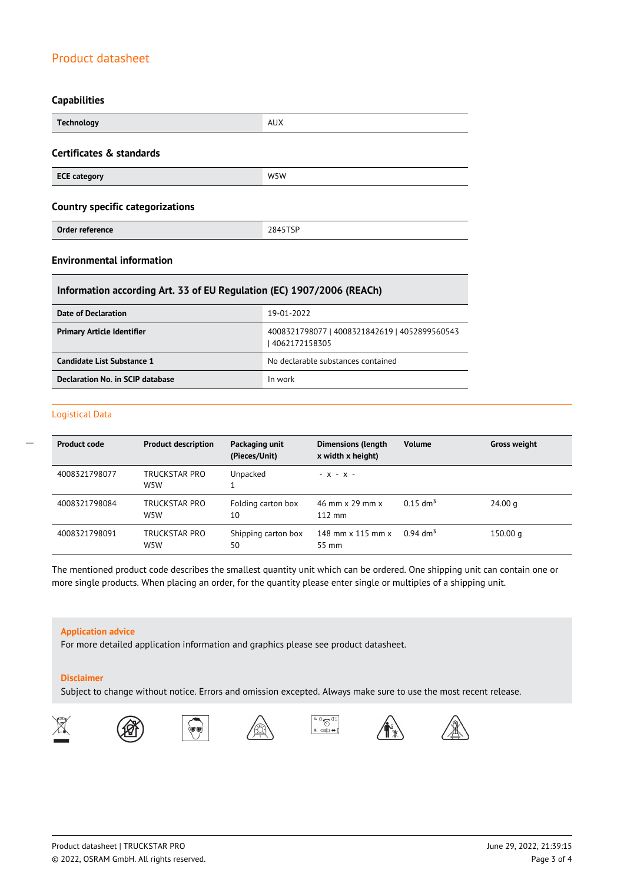# Product datasheet

## Capabilities

| Technology | AUX |
|---|---|

## Certificates & standards

| ECE category | W5W |
|---|---|

## Country specific categorizations

| Order reference | 2845TSP |
|---|---|

## Environmental information

| Information according Art. 33 of EU Regulation (EC) 1907/2006 (REACh) | |
|---|---|
| Date of Declaration | 19-01-2022 |
| Primary Article Identifier | 4008321798077 \| 4008321842619 \| 4052899560543 \| 4062172158305 |
| Candidate List Substance 1 | No declarable substances contained |
| Declaration No. in SCIP database | In work |

## Logistical Data

| Product code | Product description | Packaging unit (Pieces/Unit) | Dimensions (length x width x height) | Volume | Gross weight |
|---|---|---|---|---|---|
| 4008321798077 | TRUCKSTAR PRO W5W | Unpacked 1 | - x - x - | | |
| 4008321798084 | TRUCKSTAR PRO W5W | Folding carton box 10 | 46 mm x 29 mm x 112 mm | 0.15 $dm^3$ | 24.00 g |
| 4008321798091 | TRUCKSTAR PRO W5W | Shipping carton box 50 | 148 mm x 115 mm x 55 mm | 0.94 $dm^3$ | 150.00 g |

The mentioned product code describes the smallest quantity unit which can be ordered. One shipping unit can contain one or more single products. When placing an order, for the quantity please enter single or multiples of a shipping unit.

**Application advice**

For more detailed application information and graphics please see product datasheet.

**Disclaimer**

Subject to change without notice. Errors and omission excepted. Always make sure to use the most recent release.